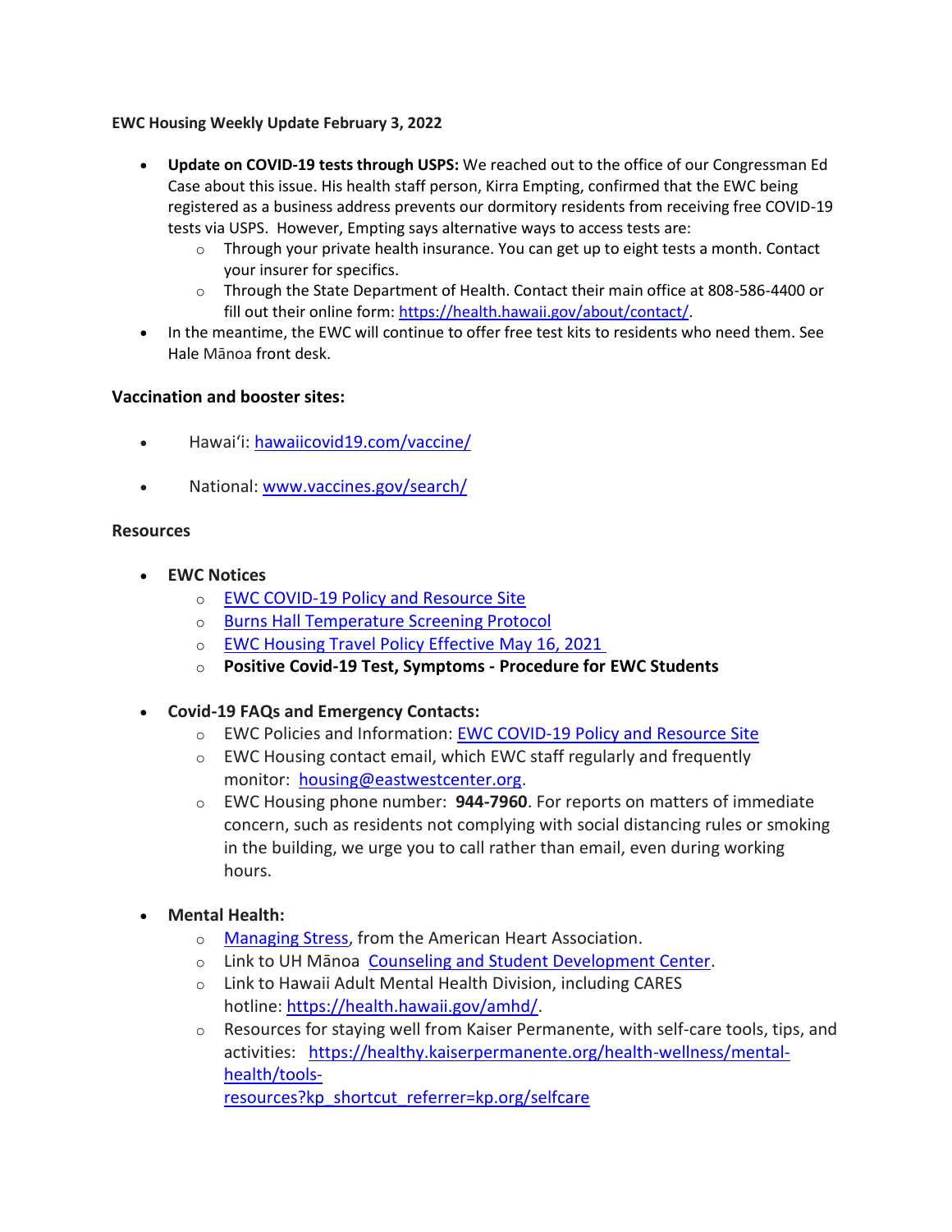**EWC Housing Weekly Update February 3, 2022**

- **Update on COVID-19 tests through USPS:** We reached out to the office of our Congressman Ed Case about this issue. His health staff person, Kirra Empting, confirmed that the EWC being registered as a business address prevents our dormitory residents from receiving free COVID-19 tests via USPS. However, Empting says alternative ways to access tests are:
  - Through your private health insurance. You can get up to eight tests a month. Contact your insurer for specifics.
  - Through the State Department of Health. Contact their main office at 808-586-4400 or fill out their online form: [https://health.hawaii.gov/about/contact/](https://health.hawaii.gov/about/contact/).
- In the meantime, the EWC will continue to offer free test kits to residents who need them. See Hale Mānoa front desk.

### Vaccination and booster sites:

- Hawaiʻi: [hawaiicovid19.com/vaccine/](hawaiicovid19.com/vaccine/)
- National: [www.vaccines.gov/search/](www.vaccines.gov/search/)

### Resources

- **EWC Notices**
  - EWC COVID-19 Policy and Resource Site
  - Burns Hall Temperature Screening Protocol
  - EWC Housing Travel Policy Effective May 16, 2021
  - **Positive Covid-19 Test, Symptoms - Procedure for EWC Students**
- **Covid-19 FAQs and Emergency Contacts:**
  - EWC Policies and Information: EWC COVID-19 Policy and Resource Site
  - EWC Housing contact email, which EWC staff regularly and frequently monitor: housing@eastwestcenter.org.
  - EWC Housing phone number: **944-7960**. For reports on matters of immediate concern, such as residents not complying with social distancing rules or smoking in the building, we urge you to call rather than email, even during working hours.
- **Mental Health:**
  - Managing Stress, from the American Heart Association.
  - Link to UH Mānoa Counseling and Student Development Center.
  - Link to Hawaii Adult Mental Health Division, including CARES hotline: [https://health.hawaii.gov/amhd/](https://health.hawaii.gov/amhd/).
  - Resources for staying well from Kaiser Permanente, with self-care tools, tips, and activities: [https://healthy.kaiserpermanente.org/health-wellness/mental-health/tools-resources?kp_shortcut_referrer=kp.org/selfcare](https://healthy.kaiserpermanente.org/health-wellness/mental-health/tools-resources?kp_shortcut_referrer=kp.org/selfcare)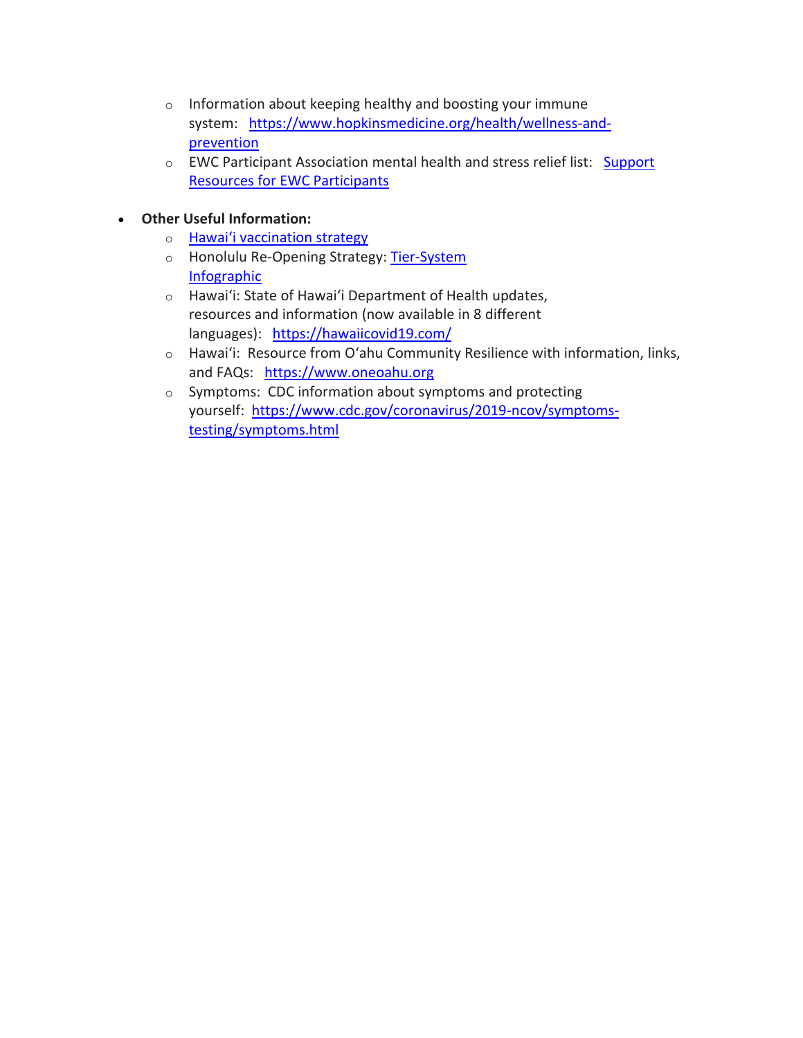- Information about keeping healthy and boosting your immune system: https://www.hopkinsmedicine.org/health/wellness-and-prevention
  - EWC Participant Association mental health and stress relief list: Support Resources for EWC Participants

- **Other Useful Information:**
  - Hawaiʻi vaccination strategy
  - Honolulu Re-Opening Strategy: Tier-System Infographic
  - Hawaiʻi: State of Hawaiʻi Department of Health updates, resources and information (now available in 8 different languages): https://hawaiicovid19.com/
  - Hawaiʻi: Resource from Oʻahu Community Resilience with information, links, and FAQs: https://www.oneoahu.org
  - Symptoms: CDC information about symptoms and protecting yourself: https://www.cdc.gov/coronavirus/2019-ncov/symptoms-testing/symptoms.html